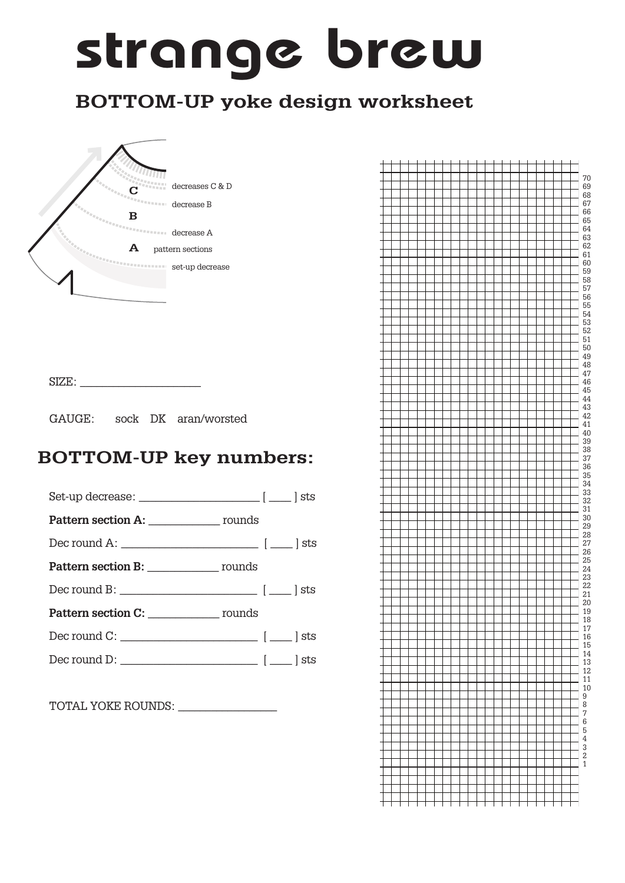# strange brew

## BOTTOM-UP yoke design worksheet

C — decreases C & D

decrease B

B

decrease A

A — pattern sections

set-up decrease

SIZE: ____________________

GAUGE: sock DK aran/worsted

## BOTTOM-UP key numbers:

Set-up decrease: ____________________ [ ___ ] sts

**Pattern section A:** ___________ rounds

Dec round A: ______________________ [ ___ ] sts

**Pattern section B:** ___________ rounds

Dec round B: ______________________ [ ___ ] sts

**Pattern section C:** ___________ rounds

Dec round C: ______________________ [ ___ ] sts

Dec round D: ______________________ [ ___ ] sts

TOTAL YOKE ROUNDS: _______________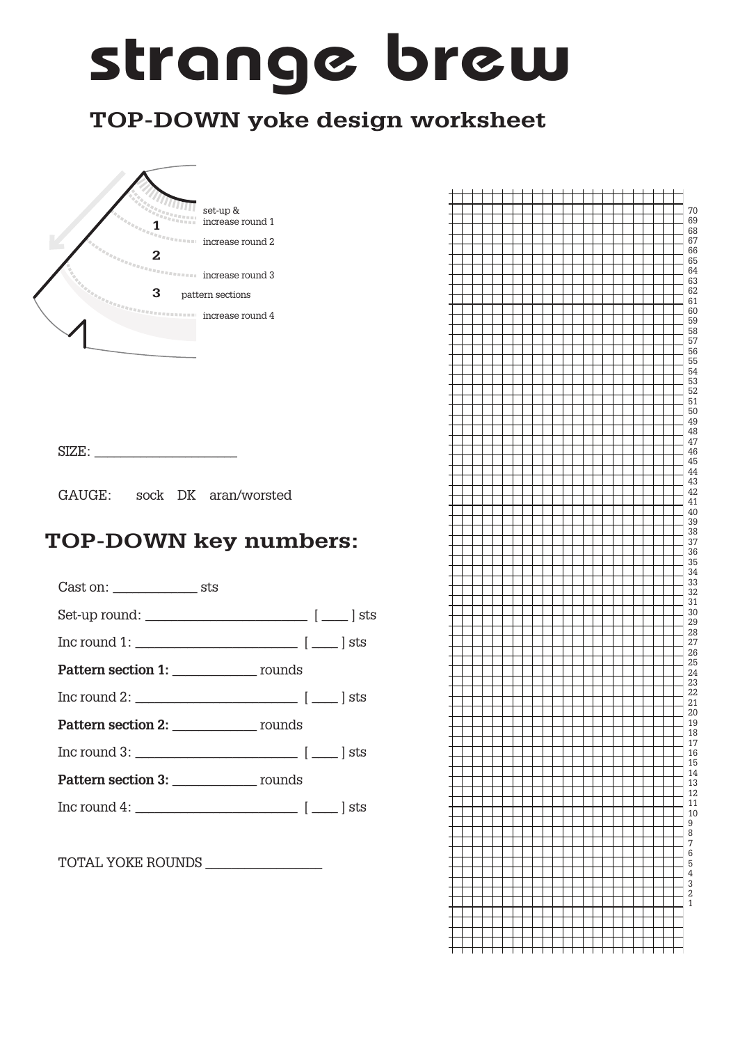# strange brew

## TOP-DOWN yoke design worksheet

set-up & increase round 1

1

increase round 2

2

increase round 3

3 pattern sections

increase round 4

SIZE: ____________________

GAUGE: sock DK aran/worsted

## TOP-DOWN key numbers:

Cast on: ___________ sts

Set-up round: ______________________ [ ___ ] sts

Inc round 1: ______________________ [ ___ ] sts

**Pattern section 1:** ___________ rounds

Inc round 2: ______________________ [ ___ ] sts

**Pattern section 2:** ___________ rounds

Inc round 3: ______________________ [ ___ ] sts

**Pattern section 3:** ___________ rounds

Inc round 4: ______________________ [ ___ ] sts

TOTAL YOKE ROUNDS ________________

70 69 68 67 66 65 64 63 62 61 60 59 58 57 56 55 54 53 52 51 50 49 48 47 46 45 44 43 42 41 40 39 38 37 36 35 34 33 32 31 30 29 28 27 26 25 24 23 22 21 20 19 18 17 16 15 14 13 12 11 10 9 8 7 6 5 4 3 2 1